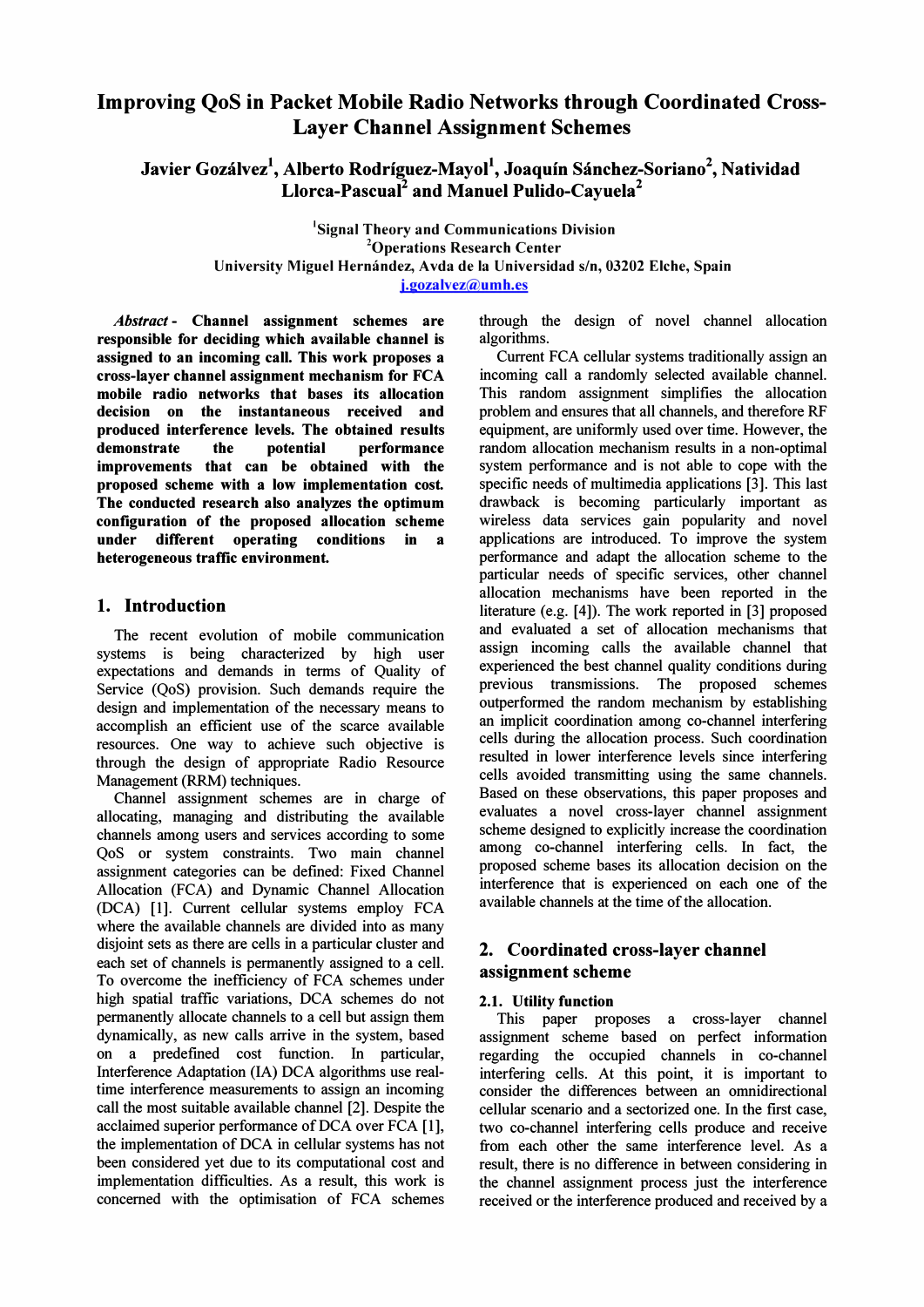# Improving QoS in Packet Mobile Radio Networks through Coordinated Cross-Layer Channel Assignment Schemes

**Javier Gozálvez[1], Alberto Rodríguez-Mayol[1], Joaquín Sánchez-Soriano[2], Natividad Llorca-Pascual[2] and Manuel Pulido-Cayuela[2]**

[1]Signal Theory and Communications Division
[2]Operations Research Center
University Miguel Hernández, Avda de la Universidad s/n, 03202 Elche, Spain
j.gozalvez@umh.es

***Abstract*** **- Channel assignment schemes are responsible for deciding which available channel is assigned to an incoming call. This work proposes a cross-layer channel assignment mechanism for FCA mobile radio networks that bases its allocation decision on the instantaneous received and produced interference levels. The obtained results demonstrate the potential performance improvements that can be obtained with the proposed scheme with a low implementation cost. The conducted research also analyzes the optimum configuration of the proposed allocation scheme under different operating conditions in a heterogeneous traffic environment.**

## 1. Introduction

The recent evolution of mobile communication systems is being characterized by high user expectations and demands in terms of Quality of Service (QoS) provision. Such demands require the design and implementation of the necessary means to accomplish an efficient use of the scarce available resources. One way to achieve such objective is through the design of appropriate Radio Resource Management (RRM) techniques.

Channel assignment schemes are in charge of allocating, managing and distributing the available channels among users and services according to some QoS or system constraints. Two main channel assignment categories can be defined: Fixed Channel Allocation (FCA) and Dynamic Channel Allocation (DCA) [1]. Current cellular systems employ FCA where the available channels are divided into as many disjoint sets as there are cells in a particular cluster and each set of channels is permanently assigned to a cell. To overcome the inefficiency of FCA schemes under high spatial traffic variations, DCA schemes do not permanently allocate channels to a cell but assign them dynamically, as new calls arrive in the system, based on a predefined cost function. In particular, Interference Adaptation (IA) DCA algorithms use real-time interference measurements to assign an incoming call the most suitable available channel [2]. Despite the acclaimed superior performance of DCA over FCA [1], the implementation of DCA in cellular systems has not been considered yet due to its computational cost and implementation difficulties. As a result, this work is concerned with the optimisation of FCA schemes through the design of novel channel allocation algorithms.

Current FCA cellular systems traditionally assign an incoming call a randomly selected available channel. This random assignment simplifies the allocation problem and ensures that all channels, and therefore RF equipment, are uniformly used over time. However, the random allocation mechanism results in a non-optimal system performance and is not able to cope with the specific needs of multimedia applications [3]. This last drawback is becoming particularly important as wireless data services gain popularity and novel applications are introduced. To improve the system performance and adapt the allocation scheme to the particular needs of specific services, other channel allocation mechanisms have been reported in the literature (e.g. [4]). The work reported in [3] proposed and evaluated a set of allocation mechanisms that assign incoming calls the available channel that experienced the best channel quality conditions during previous transmissions. The proposed schemes outperformed the random mechanism by establishing an implicit coordination among co-channel interfering cells during the allocation process. Such coordination resulted in lower interference levels since interfering cells avoided transmitting using the same channels. Based on these observations, this paper proposes and evaluates a novel cross-layer channel assignment scheme designed to explicitly increase the coordination among co-channel interfering cells. In fact, the proposed scheme bases its allocation decision on the interference that is experienced on each one of the available channels at the time of the allocation.

## 2. Coordinated cross-layer channel assignment scheme

### 2.1. Utility function

This paper proposes a cross-layer channel assignment scheme based on perfect information regarding the occupied channels in co-channel interfering cells. At this point, it is important to consider the differences between an omnidirectional cellular scenario and a sectorized one. In the first case, two co-channel interfering cells produce and receive from each other the same interference level. As a result, there is no difference in between considering in the channel assignment process just the interference received or the interference produced and received by a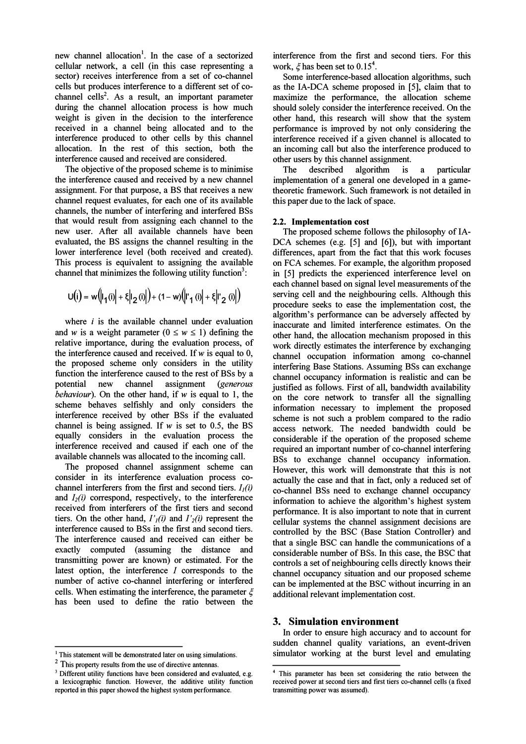new channel allocation[1]. In the case of a sectorized cellular network, a cell (in this case representing a sector) receives interference from a set of co-channel cells but produces interference to a different set of co-channel cells[2]. As a result, an important parameter during the channel allocation process is how much weight is given in the decision to the interference received in a channel being allocated and to the interference produced to other cells by this channel allocation. In the rest of this section, both the interference caused and received are considered.

The objective of the proposed scheme is to minimise the interference caused and received by a new channel assignment. For that purpose, a BS that receives a new channel request evaluates, for each one of its available channels, the number of interfering and interfered BSs that would result from assigning each channel to the new user. After all available channels have been evaluated, the BS assigns the channel resulting in the lower interference level (both received and created). This process is equivalent to assigning the available channel that minimizes the following utility function[3]:

$$U(i) = w\left(\left|I_1(i)\right| + \xi\left|I_2(i)\right|\right) + (1 - w)\left(\left|I'_1(i)\right| + \xi\left|I'_2(i)\right|\right)$$

where $i$ is the available channel under evaluation and $w$ is a weight parameter ($0 \leq w \leq 1$) defining the relative importance, during the evaluation process, of the interference caused and received. If $w$ is equal to 0, the proposed scheme only considers in the utility function the interference caused to the rest of BSs by a potential new channel assignment (*generous behaviour*). On the other hand, if $w$ is equal to 1, the scheme behaves selfishly and only considers the interference received by other BSs if the evaluated channel is being assigned. If $w$ is set to 0.5, the BS equally considers in the evaluation process the interference received and caused if each one of the available channels was allocated to the incoming call.

The proposed channel assignment scheme can consider in its interference evaluation process co-channel interferers from the first and second tiers. $I_1(i)$ and $I_2(i)$ correspond, respectively, to the interference received from interferers of the first tiers and second tiers. On the other hand, $I'_1(i)$ and $I'_2(i)$ represent the interference caused to BSs in the first and second tiers. The interference caused and received can either be exactly computed (assuming the distance and transmitting power are known) or estimated. For the latest option, the interference $I$ corresponds to the number of active co-channel interfering or interfered cells. When estimating the interference, the parameter $\xi$ has been used to define the ratio between the interference from the first and second tiers. For this work, $\xi$ has been set to 0.15[4].

Some interference-based allocation algorithms, such as the IA-DCA scheme proposed in [5], claim that to maximize the performance, the allocation scheme should solely consider the interference received. On the other hand, this research will show that the system performance is improved by not only considering the interference received if a given channel is allocated to an incoming call but also the interference produced to other users by this channel assignment.

The described algorithm is a particular implementation of a general one developed in a game-theoretic framework. Such framework is not detailed in this paper due to the lack of space.

### 2.2. Implementation cost

The proposed scheme follows the philosophy of IA-DCA schemes (e.g. [5] and [6]), but with important differences, apart from the fact that this work focuses on FCA schemes. For example, the algorithm proposed in [5] predicts the experienced interference level on each channel based on signal level measurements of the serving cell and the neighbouring cells. Although this procedure seeks to ease the implementation cost, the algorithm's performance can be adversely affected by inaccurate and limited interference estimates. On the other hand, the allocation mechanism proposed in this work directly estimates the interference by exchanging channel occupation information among co-channel interfering Base Stations. Assuming BSs can exchange channel occupancy information is realistic and can be justified as follows. First of all, bandwidth availability on the core network to transfer all the signalling information necessary to implement the proposed scheme is not such a problem compared to the radio access network. The needed bandwidth could be considerable if the operation of the proposed scheme required an important number of co-channel interfering BSs to exchange channel occupancy information. However, this work will demonstrate that this is not actually the case and that in fact, only a reduced set of co-channel BSs need to exchange channel occupancy information to achieve the algorithm's highest system performance. It is also important to note that in current cellular systems the channel assignment decisions are controlled by the BSC (Base Station Controller) and that a single BSC can handle the communications of a considerable number of BSs. In this case, the BSC that controls a set of neighbouring cells directly knows their channel occupancy situation and our proposed scheme can be implemented at the BSC without incurring in an additional relevant implementation cost.

## 3. Simulation environment

In order to ensure high accuracy and to account for sudden channel quality variations, an event-driven simulator working at the burst level and emulating

---

[1] This statement will be demonstrated later on using simulations.

[2] This property results from the use of directive antennas.

[3] Different utility functions have been considered and evaluated, e.g. a lexicographic function. However, the additive utility function reported in this paper showed the highest system performance.

[4] This parameter has been set considering the ratio between the received power at second tiers and first tiers co-channel cells (a fixed transmitting power was assumed).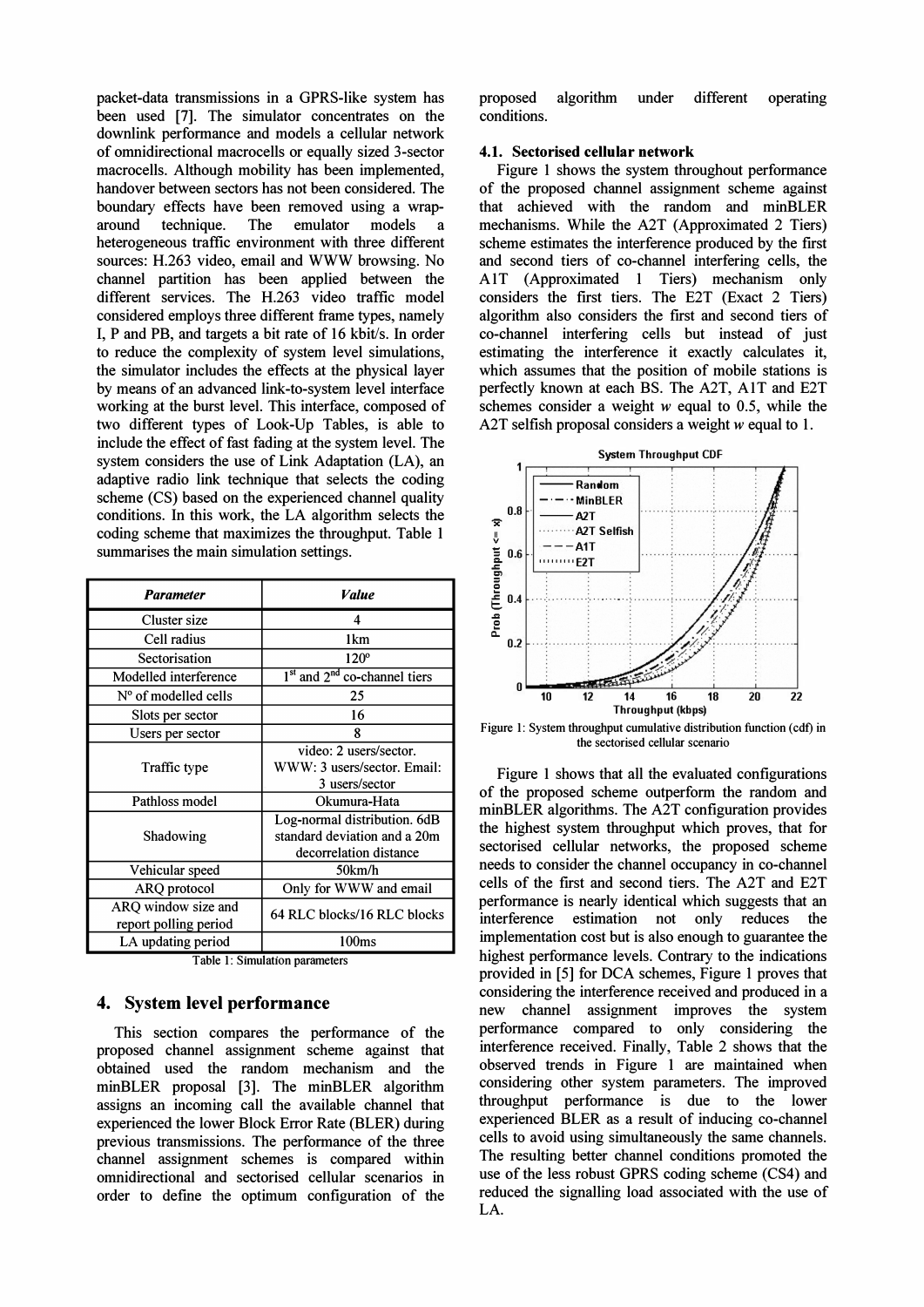packet-data transmissions in a GPRS-like system has been used [7]. The simulator concentrates on the downlink performance and models a cellular network of omnidirectional macrocells or equally sized 3-sector macrocells. Although mobility has been implemented, handover between sectors has not been considered. The boundary effects have been removed using a wrap-around technique. The emulator models a heterogeneous traffic environment with three different sources: H.263 video, email and WWW browsing. No channel partition has been applied between the different services. The H.263 video traffic model considered employs three different frame types, namely I, P and PB, and targets a bit rate of 16 kbit/s. In order to reduce the complexity of system level simulations, the simulator includes the effects at the physical layer by means of an advanced link-to-system level interface working at the burst level. This interface, composed of two different types of Look-Up Tables, is able to include the effect of fast fading at the system level. The system considers the use of Link Adaptation (LA), an adaptive radio link technique that selects the coding scheme (CS) based on the experienced channel quality conditions. In this work, the LA algorithm selects the coding scheme that maximizes the throughput. Table 1 summarises the main simulation settings.

| *Parameter* | *Value* |
|---|---|
| Cluster size | 4 |
| Cell radius | 1km |
| Sectorisation | 120º |
| Modelled interference | 1st and 2nd co-channel tiers |
| Nº of modelled cells | 25 |
| Slots per sector | 16 |
| Users per sector | 8 |
| Traffic type | video: 2 users/sector. WWW: 3 users/sector. Email: 3 users/sector |
| Pathloss model | Okumura-Hata |
| Shadowing | Log-normal distribution. 6dB standard deviation and a 20m decorrelation distance |
| Vehicular speed | 50km/h |
| ARQ protocol | Only for WWW and email |
| ARQ window size and report polling period | 64 RLC blocks/16 RLC blocks |
| LA updating period | 100ms |

Table 1: Simulation parameters

## 4. System level performance

This section compares the performance of the proposed channel assignment scheme against that obtained used the random mechanism and the minBLER proposal [3]. The minBLER algorithm assigns an incoming call the available channel that experienced the lower Block Error Rate (BLER) during previous transmissions. The performance of the three channel assignment schemes is compared within omnidirectional and sectorised cellular scenarios in order to define the optimum configuration of the proposed algorithm under different operating conditions.

### 4.1. Sectorised cellular network

Figure 1 shows the system throughout performance of the proposed channel assignment scheme against that achieved with the random and minBLER mechanisms. While the A2T (Approximated 2 Tiers) scheme estimates the interference produced by the first and second tiers of co-channel interfering cells, the A1T (Approximated 1 Tiers) mechanism only considers the first tiers. The E2T (Exact 2 Tiers) algorithm also considers the first and second tiers of co-channel interfering cells but instead of just estimating the interference it exactly calculates it, which assumes that the position of mobile stations is perfectly known at each BS. The A2T, A1T and E2T schemes consider a weight $w$ equal to 0.5, while the A2T selfish proposal considers a weight $w$ equal to 1.

Figure 1: System throughput cumulative distribution function (cdf) in the sectorised cellular scenario

Figure 1 shows that all the evaluated configurations of the proposed scheme outperform the random and minBLER algorithms. The A2T configuration provides the highest system throughput which proves, that for sectorised cellular networks, the proposed scheme needs to consider the channel occupancy in co-channel cells of the first and second tiers. The A2T and E2T performance is nearly identical which suggests that an interference estimation not only reduces the implementation cost but is also enough to guarantee the highest performance levels. Contrary to the indications provided in [5] for DCA schemes, Figure 1 proves that considering the interference received and produced in a new channel assignment improves the system performance compared to only considering the interference received. Finally, Table 2 shows that the observed trends in Figure 1 are maintained when considering other system parameters. The improved throughput performance is due to the lower experienced BLER as a result of inducing co-channel cells to avoid using simultaneously the same channels. The resulting better channel conditions promoted the use of the less robust GPRS coding scheme (CS4) and reduced the signalling load associated with the use of LA.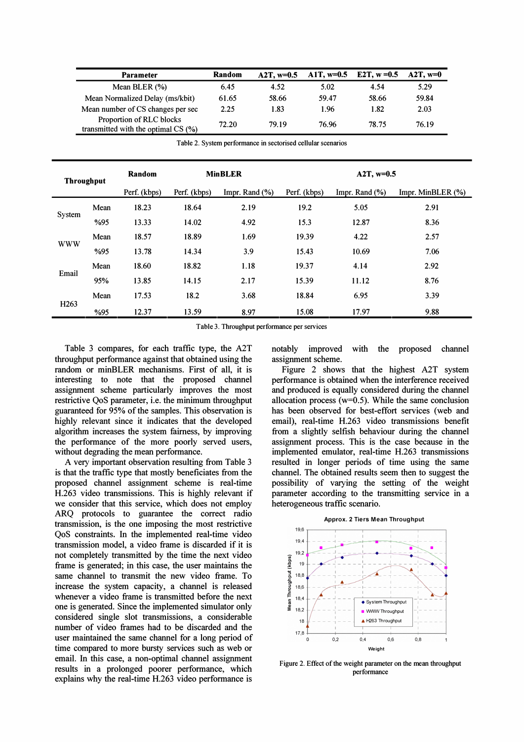| Parameter | Random | A2T, w=0.5 | A1T, w=0.5 | E2T, w =0.5 | A2T, w=0 |
|---|---|---|---|---|---|
| Mean BLER (%) | 6.45 | 4.52 | 5.02 | 4.54 | 5.29 |
| Mean Normalized Delay (ms/kbit) | 61.65 | 58.66 | 59.47 | 58.66 | 59.84 |
| Mean number of CS changes per sec | 2.25 | 1.83 | 1.96 | 1.82 | 2.03 |
| Proportion of RLC blocks transmitted with the optimal CS (%) | 72.20 | 79.19 | 76.96 | 78.75 | 76.19 |

Table 2. System performance in sectorised cellular scenarios

| Throughput | | Random | MinBLER | | A2T, w=0.5 | | |
|---|---|---|---|---|---|---|---|
| | | Perf. (kbps) | Perf. (kbps) | Impr. Rand (%) | Perf. (kbps) | Impr. Rand (%) | Impr. MinBLER (%) |
| System | Mean | 18.23 | 18.64 | 2.19 | 19.2 | 5.05 | 2.91 |
| | %95 | 13.33 | 14.02 | 4.92 | 15.3 | 12.87 | 8.36 |
| WWW | Mean | 18.57 | 18.89 | 1.69 | 19.39 | 4.22 | 2.57 |
| | %95 | 13.78 | 14.34 | 3.9 | 15.43 | 10.69 | 7.06 |
| Email | Mean | 18.60 | 18.82 | 1.18 | 19.37 | 4.14 | 2.92 |
| | 95% | 13.85 | 14.15 | 2.17 | 15.39 | 11.12 | 8.76 |
| H263 | Mean | 17.53 | 18.2 | 3.68 | 18.84 | 6.95 | 3.39 |
| | %95 | 12.37 | 13.59 | 8.97 | 15.08 | 17.97 | 9.88 |

Table 3. Throughput performance per services

Table 3 compares, for each traffic type, the A2T throughput performance against that obtained using the random or minBLER mechanisms. First of all, it is interesting to note that the proposed channel assignment scheme particularly improves the most restrictive QoS parameter, i.e. the minimum throughput guaranteed for 95% of the samples. This observation is highly relevant since it indicates that the developed algorithm increases the system fairness, by improving the performance of the more poorly served users, without degrading the mean performance.

A very important observation resulting from Table 3 is that the traffic type that mostly beneficiates from the proposed channel assignment scheme is real-time H.263 video transmissions. This is highly relevant if we consider that this service, which does not employ ARQ protocols to guarantee the correct radio transmission, is the one imposing the most restrictive QoS constraints. In the implemented real-time video transmission model, a video frame is discarded if it is not completely transmitted by the time the next video frame is generated; in this case, the user maintains the same channel to transmit the new video frame. To increase the system capacity, a channel is released whenever a video frame is transmitted before the next one is generated. Since the implemented simulator only considered single slot transmissions, a considerable number of video frames had to be discarded and the user maintained the same channel for a long period of time compared to more bursty services such as web or email. In this case, a non-optimal channel assignment results in a prolonged poorer performance, which explains why the real-time H.263 video performance is notably improved with the proposed channel assignment scheme.

Figure 2 shows that the highest A2T system performance is obtained when the interference received and produced is equally considered during the channel allocation process (w=0.5). While the same conclusion has been observed for best-effort services (web and email), real-time H.263 video transmissions benefit from a slightly selfish behaviour during the channel assignment process. This is the case because in the implemented emulator, real-time H.263 transmissions resulted in longer periods of time using the same channel. The obtained results seem then to suggest the possibility of varying the setting of the weight parameter according to the transmitting service in a heterogeneous traffic scenario.

Figure 2. Effect of the weight parameter on the mean throughput performance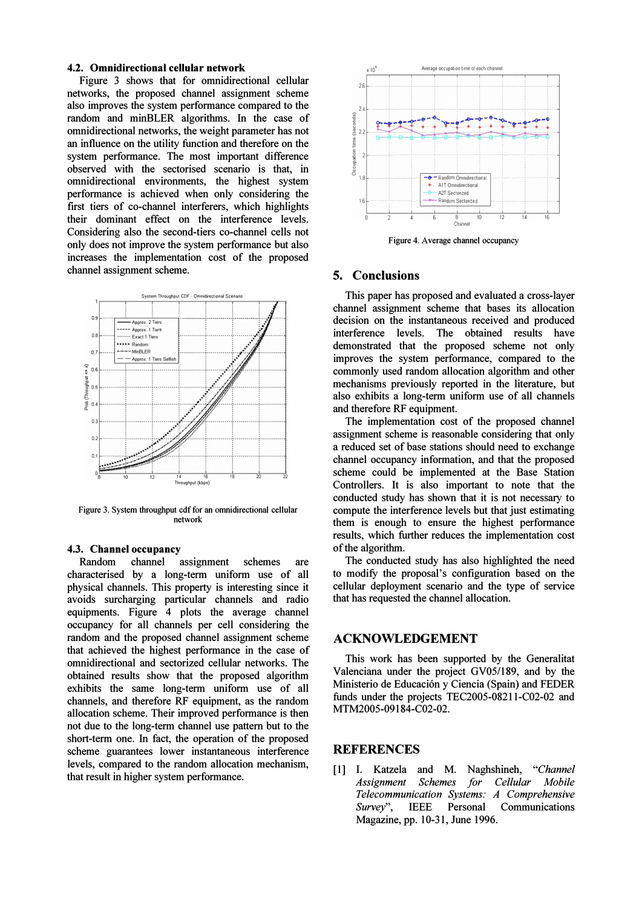### 4.2. Omnidirectional cellular network

Figure 3 shows that for omnidirectional cellular networks, the proposed channel assignment scheme also improves the system performance compared to the random and minBLER algorithms. In the case of omnidirectional networks, the weight parameter has not an influence on the utility function and therefore on the system performance. The most important difference observed with the sectorised scenario is that, in omnidirectional environments, the highest system performance is achieved when only considering the first tiers of co-channel interferers, which highlights their dominant effect on the interference levels. Considering also the second-tiers co-channel cells not only does not improve the system performance but also increases the implementation cost of the proposed channel assignment scheme.

Figure 3. System throughput cdf for an omnidirectional cellular network

### 4.3. Channel occupancy

Random channel assignment schemes are characterised by a long-term uniform use of all physical channels. This property is interesting since it avoids surcharging particular channels and radio equipments. Figure 4 plots the average channel occupancy for all channels per cell considering the random and the proposed channel assignment scheme that achieved the highest performance in the case of omnidirectional and sectorized cellular networks. The obtained results show that the proposed algorithm exhibits the same long-term uniform use of all channels, and therefore RF equipment, as the random allocation scheme. Their improved performance is then not due to the long-term channel use pattern but to the short-term one. In fact, the operation of the proposed scheme guarantees lower instantaneous interference levels, compared to the random allocation mechanism, that result in higher system performance.

Figure 4. Average channel occupancy

## 5. Conclusions

This paper has proposed and evaluated a cross-layer channel assignment scheme that bases its allocation decision on the instantaneous received and produced interference levels. The obtained results have demonstrated that the proposed scheme not only improves the system performance, compared to the commonly used random allocation algorithm and other mechanisms previously reported in the literature, but also exhibits a long-term uniform use of all channels and therefore RF equipment.

The implementation cost of the proposed channel assignment scheme is reasonable considering that only a reduced set of base stations should need to exchange channel occupancy information, and that the proposed scheme could be implemented at the Base Station Controllers. It is also important to note that the conducted study has shown that it is not necessary to compute the interference levels but that just estimating them is enough to ensure the highest performance results, which further reduces the implementation cost of the algorithm.

The conducted study has also highlighted the need to modify the proposal's configuration based on the cellular deployment scenario and the type of service that has requested the channel allocation.

## ACKNOWLEDGEMENT

This work has been supported by the Generalitat Valenciana under the project GV05/189, and by the Ministerio de Educación y Ciencia (Spain) and FEDER funds under the projects TEC2005-08211-C02-02 and MTM2005-09184-C02-02.

## REFERENCES

[1] I. Katzela and M. Naghshineh, "*Channel Assignment Schemes for Cellular Mobile Telecommunication Systems: A Comprehensive Survey*", IEEE Personal Communications Magazine, pp. 10-31, June 1996.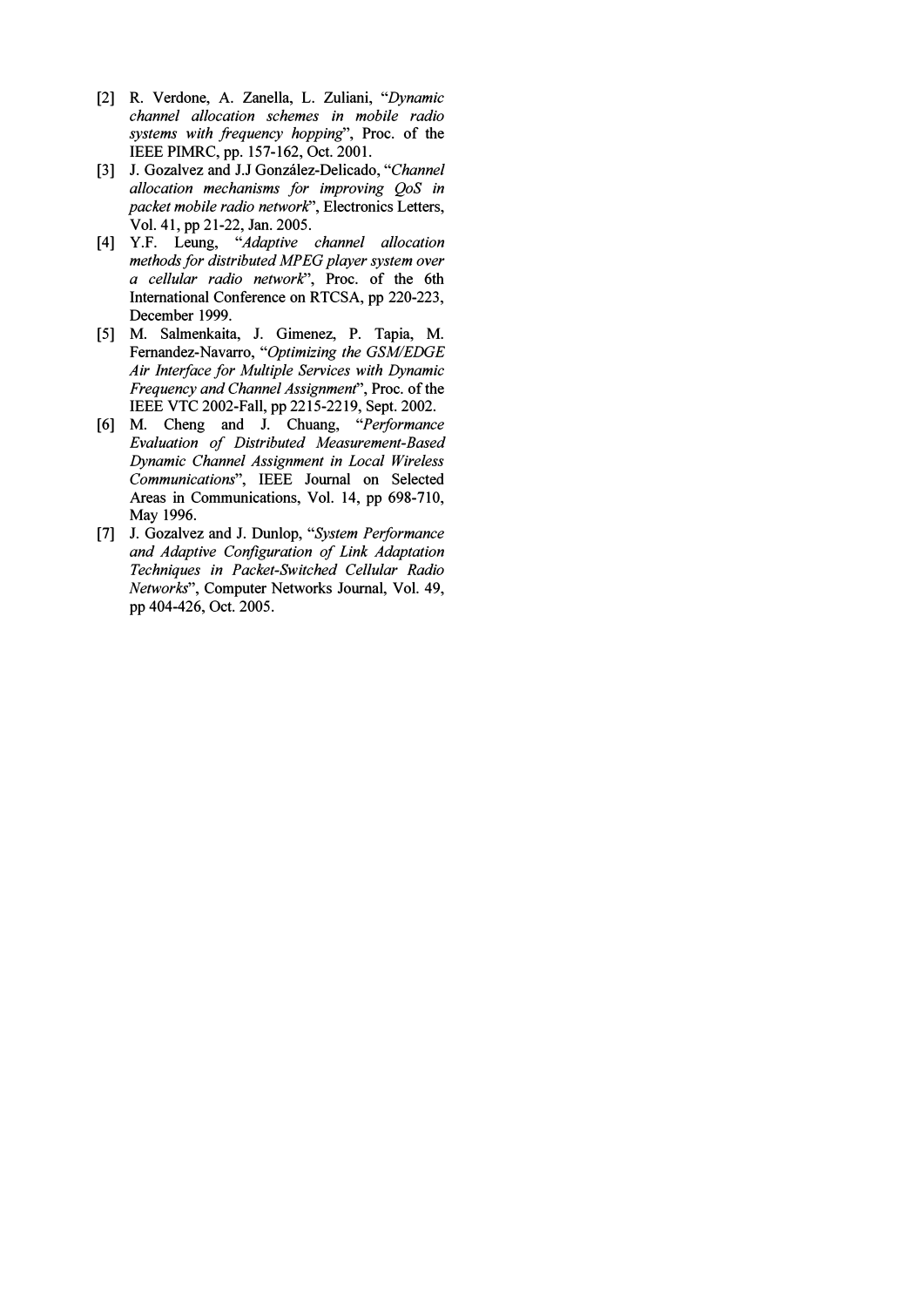[2] R. Verdone, A. Zanella, L. Zuliani, "*Dynamic channel allocation schemes in mobile radio systems with frequency hopping*", Proc. of the IEEE PIMRC, pp. 157-162, Oct. 2001.

[3] J. Gozalvez and J.J González-Delicado, "*Channel allocation mechanisms for improving QoS in packet mobile radio network*", Electronics Letters, Vol. 41, pp 21-22, Jan. 2005.

[4] Y.F. Leung, "*Adaptive channel allocation methods for distributed MPEG player system over a cellular radio network*", Proc. of the 6th International Conference on RTCSA, pp 220-223, December 1999.

[5] M. Salmenkaita, J. Gimenez, P. Tapia, M. Fernandez-Navarro, "*Optimizing the GSM/EDGE Air Interface for Multiple Services with Dynamic Frequency and Channel Assignment*", Proc. of the IEEE VTC 2002-Fall, pp 2215-2219, Sept. 2002.

[6] M. Cheng and J. Chuang, "*Performance Evaluation of Distributed Measurement-Based Dynamic Channel Assignment in Local Wireless Communications*", IEEE Journal on Selected Areas in Communications, Vol. 14, pp 698-710, May 1996.

[7] J. Gozalvez and J. Dunlop, "*System Performance and Adaptive Configuration of Link Adaptation Techniques in Packet-Switched Cellular Radio Networks*", Computer Networks Journal, Vol. 49, pp 404-426, Oct. 2005.